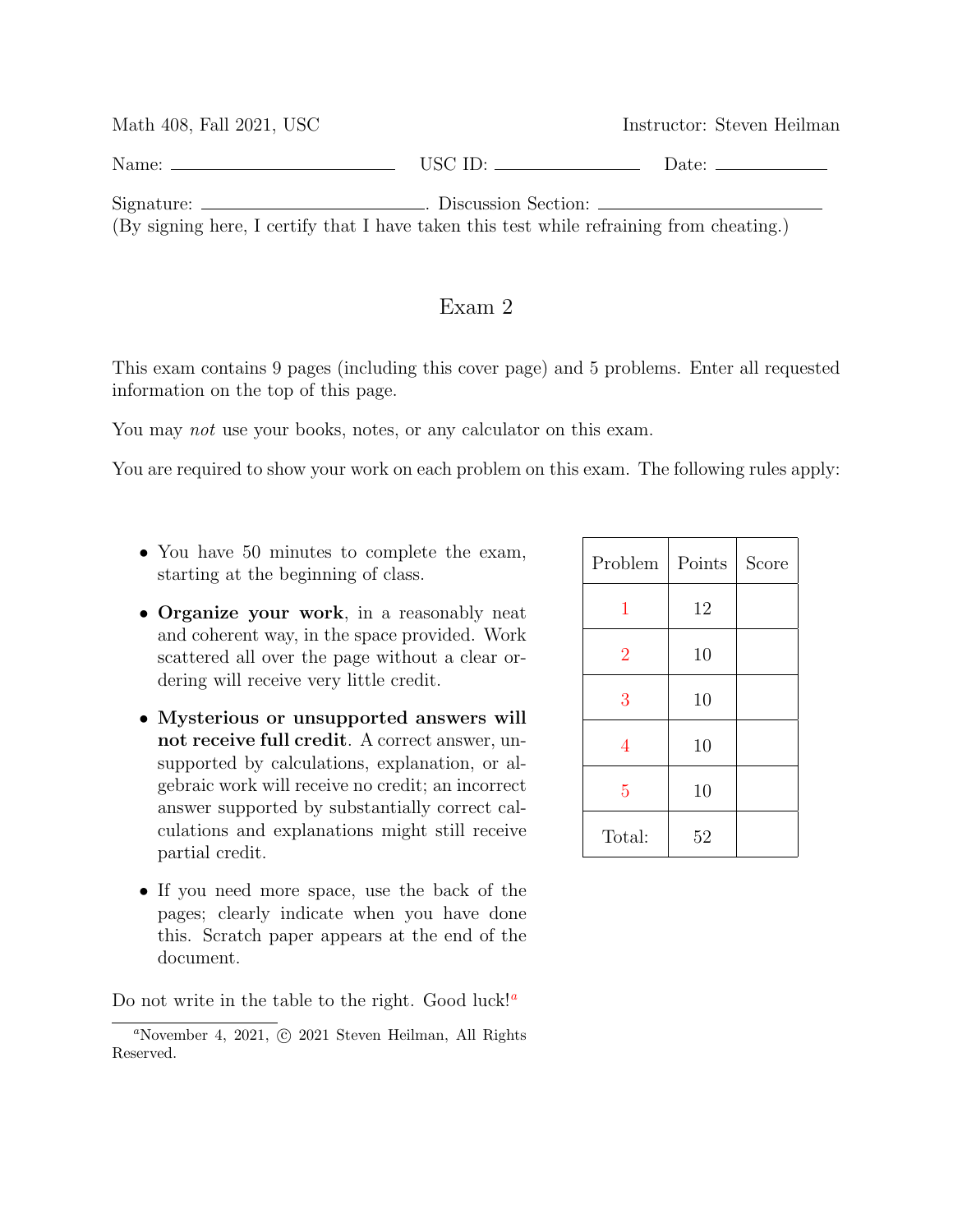Math 408, Fall 2021, USC Instructor: Steven Heilman

Name: ______________________ USC ID: ______________ Date: ____________

Signature: ______________________. Discussion Section: ______________________

(By signing here, I certify that I have taken this test while refraining from cheating.)

# Exam 2

This exam contains 9 pages (including this cover page) and 5 problems. Enter all requested information on the top of this page.

You may *not* use your books, notes, or any calculator on this exam.

You are required to show your work on each problem on this exam. The following rules apply:

- You have 50 minutes to complete the exam, starting at the beginning of class.
- **Organize your work**, in a reasonably neat and coherent way, in the space provided. Work scattered all over the page without a clear ordering will receive very little credit.
- **Mysterious or unsupported answers will not receive full credit**. A correct answer, unsupported by calculations, explanation, or algebraic work will receive no credit; an incorrect answer supported by substantially correct calculations and explanations might still receive partial credit.
- If you need more space, use the back of the pages; clearly indicate when you have done this. Scratch paper appears at the end of the document.

| Problem | Points | Score |
|---|---|---|
| 1 | 12 | |
| 2 | 10 | |
| 3 | 10 | |
| 4 | 10 | |
| 5 | 10 | |
| Total: | 52 | |

Do not write in the table to the right. Good luck![a]

[a]November 4, 2021, © 2021 Steven Heilman, All Rights Reserved.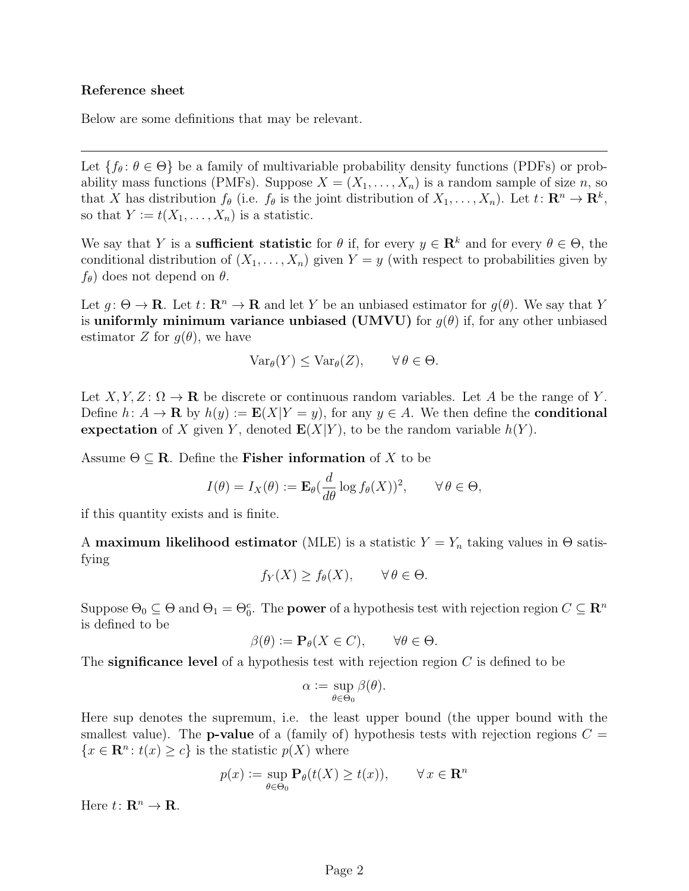**Reference sheet**

Below are some definitions that may be relevant.

---

Let $\{f_\theta \colon \theta \in \Theta\}$ be a family of multivariable probability density functions (PDFs) or probability mass functions (PMFs). Suppose $X = (X_1, \ldots, X_n)$ is a random sample of size $n$, so that $X$ has distribution $f_\theta$ (i.e. $f_\theta$ is the joint distribution of $X_1, \ldots, X_n$). Let $t \colon \mathbf{R}^n \to \mathbf{R}^k$, so that $Y := t(X_1, \ldots, X_n)$ is a statistic.

We say that $Y$ is a **sufficient statistic** for $\theta$ if, for every $y \in \mathbf{R}^k$ and for every $\theta \in \Theta$, the conditional distribution of $(X_1, \ldots, X_n)$ given $Y = y$ (with respect to probabilities given by $f_\theta$) does not depend on $\theta$.

Let $g \colon \Theta \to \mathbf{R}$. Let $t \colon \mathbf{R}^n \to \mathbf{R}$ and let $Y$ be an unbiased estimator for $g(\theta)$. We say that $Y$ is **uniformly minimum variance unbiased (UMVU)** for $g(\theta)$ if, for any other unbiased estimator $Z$ for $g(\theta)$, we have

$$\mathrm{Var}_\theta(Y) \leq \mathrm{Var}_\theta(Z), \qquad \forall\, \theta \in \Theta.$$

Let $X, Y, Z \colon \Omega \to \mathbf{R}$ be discrete or continuous random variables. Let $A$ be the range of $Y$. Define $h \colon A \to \mathbf{R}$ by $h(y) := \mathbf{E}(X|Y = y)$, for any $y \in A$. We then define the **conditional expectation** of $X$ given $Y$, denoted $\mathbf{E}(X|Y)$, to be the random variable $h(Y)$.

Assume $\Theta \subseteq \mathbf{R}$. Define the **Fisher information** of $X$ to be

$$I(\theta) = I_X(\theta) := \mathbf{E}_\theta\left(\frac{d}{d\theta} \log f_\theta(X)\right)^2, \qquad \forall\, \theta \in \Theta,$$

if this quantity exists and is finite.

A **maximum likelihood estimator** (MLE) is a statistic $Y = Y_n$ taking values in $\Theta$ satisfying

$$f_Y(X) \geq f_\theta(X), \qquad \forall\, \theta \in \Theta.$$

Suppose $\Theta_0 \subseteq \Theta$ and $\Theta_1 = \Theta_0^c$. The **power** of a hypothesis test with rejection region $C \subseteq \mathbf{R}^n$ is defined to be

$$\beta(\theta) := \mathbf{P}_\theta(X \in C), \qquad \forall \theta \in \Theta.$$

The **significance level** of a hypothesis test with rejection region $C$ is defined to be

$$\alpha := \sup_{\theta \in \Theta_0} \beta(\theta).$$

Here sup denotes the supremum, i.e. the least upper bound (the upper bound with the smallest value). The **p-value** of a (family of) hypothesis tests with rejection regions $C = \{x \in \mathbf{R}^n \colon t(x) \geq c\}$ is the statistic $p(X)$ where

$$p(x) := \sup_{\theta \in \Theta_0} \mathbf{P}_\theta(t(X) \geq t(x)), \qquad \forall\, x \in \mathbf{R}^n$$

Here $t \colon \mathbf{R}^n \to \mathbf{R}$.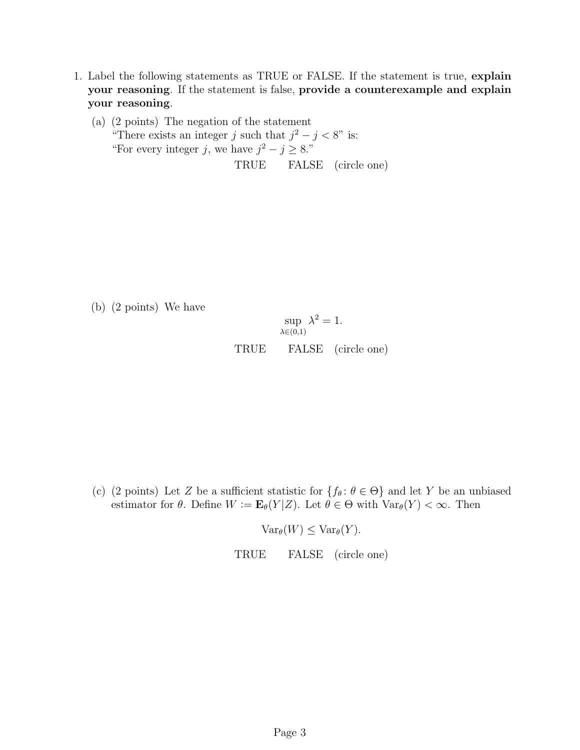1. Label the following statements as TRUE or FALSE. If the statement is true, **explain your reasoning**. If the statement is false, **provide a counterexample and explain your reasoning**.

   (a) (2 points) The negation of the statement
   "There exists an integer $j$ such that $j^2 - j < 8$" is:
   "For every integer $j$, we have $j^2 - j \geq 8$."

   TRUE FALSE (circle one)

   (b) (2 points) We have

   $$\sup_{\lambda \in (0,1)} \lambda^2 = 1.$$

   TRUE FALSE (circle one)

   (c) (2 points) Let $Z$ be a sufficient statistic for $\{f_\theta : \theta \in \Theta\}$ and let $Y$ be an unbiased estimator for $\theta$. Define $W := \mathbf{E}_\theta(Y|Z)$. Let $\theta \in \Theta$ with $\mathrm{Var}_\theta(Y) < \infty$. Then

   $$\mathrm{Var}_\theta(W) \leq \mathrm{Var}_\theta(Y).$$

   TRUE FALSE (circle one)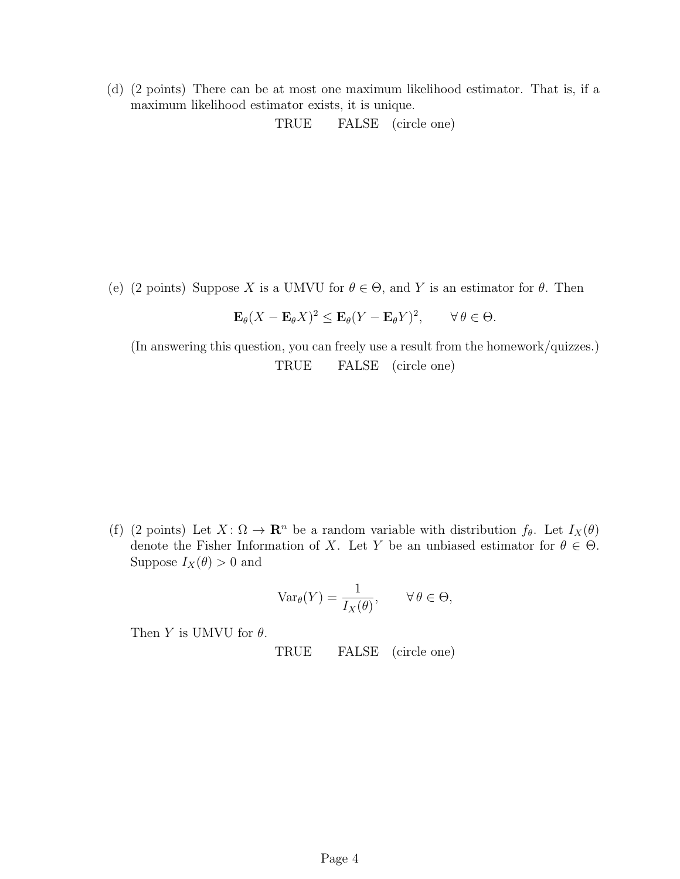(d) (2 points) There can be at most one maximum likelihood estimator. That is, if a maximum likelihood estimator exists, it is unique.

TRUE FALSE (circle one)

(e) (2 points) Suppose $X$ is a UMVU for $\theta \in \Theta$, and $Y$ is an estimator for $\theta$. Then

$$\mathbf{E}_\theta(X - \mathbf{E}_\theta X)^2 \leq \mathbf{E}_\theta(Y - \mathbf{E}_\theta Y)^2, \qquad \forall\, \theta \in \Theta.$$

(In answering this question, you can freely use a result from the homework/quizzes.)

TRUE FALSE (circle one)

(f) (2 points) Let $X\colon \Omega \to \mathbf{R}^n$ be a random variable with distribution $f_\theta$. Let $I_X(\theta)$ denote the Fisher Information of $X$. Let $Y$ be an unbiased estimator for $\theta \in \Theta$. Suppose $I_X(\theta) > 0$ and

$$\mathrm{Var}_\theta(Y) = \frac{1}{I_X(\theta)}, \qquad \forall\, \theta \in \Theta,$$

Then $Y$ is UMVU for $\theta$.

TRUE FALSE (circle one)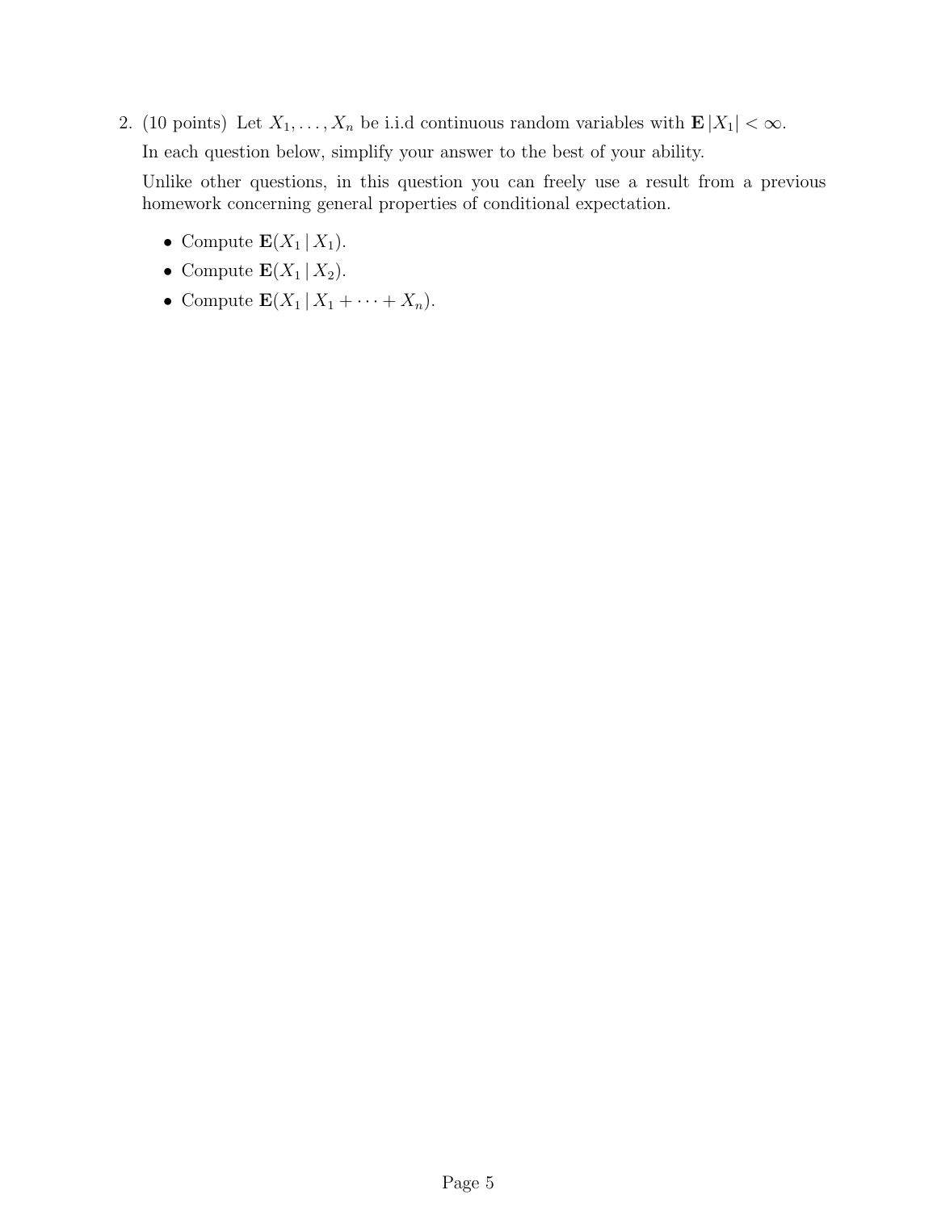2. (10 points) Let $X_1, \ldots, X_n$ be i.i.d continuous random variables with $\mathbf{E}\,|X_1| < \infty$.

   In each question below, simplify your answer to the best of your ability.

   Unlike other questions, in this question you can freely use a result from a previous homework concerning general properties of conditional expectation.

   - Compute $\mathbf{E}(X_1 \,|\, X_1)$.
   - Compute $\mathbf{E}(X_1 \,|\, X_2)$.
   - Compute $\mathbf{E}(X_1 \,|\, X_1 + \cdots + X_n)$.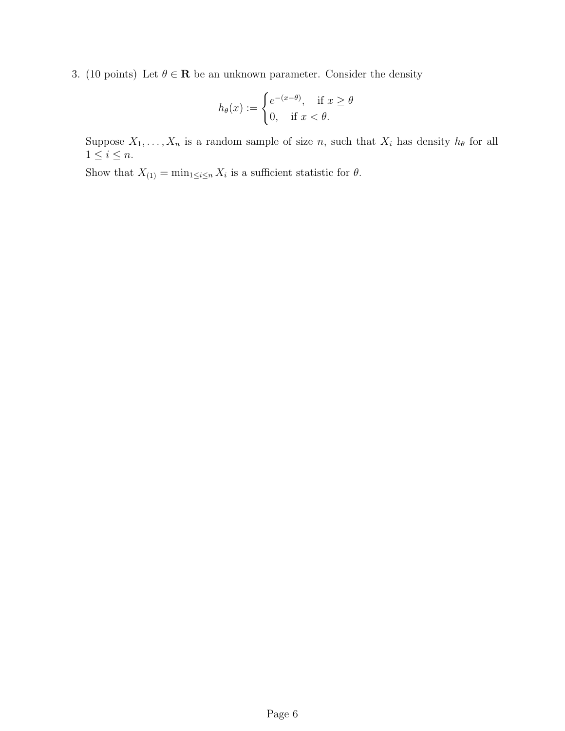3. (10 points) Let $\theta \in \mathbf{R}$ be an unknown parameter. Consider the density

$$h_\theta(x) := \begin{cases} e^{-(x-\theta)}, & \text{if } x \geq \theta \\ 0, & \text{if } x < \theta. \end{cases}$$

Suppose $X_1, \ldots, X_n$ is a random sample of size $n$, such that $X_i$ has density $h_\theta$ for all $1 \leq i \leq n$.

Show that $X_{(1)} = \min_{1 \leq i \leq n} X_i$ is a sufficient statistic for $\theta$.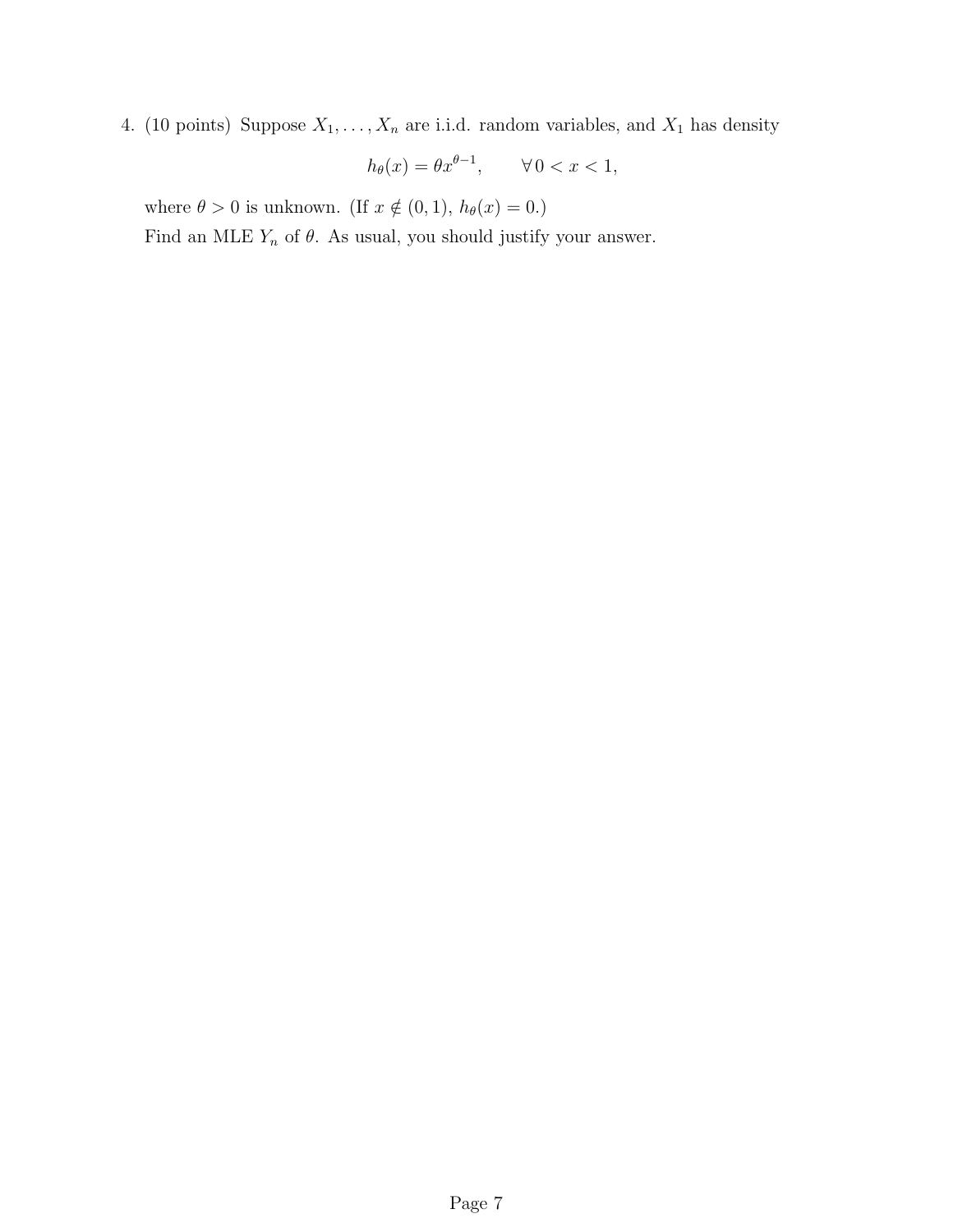4. (10 points) Suppose $X_1, \ldots, X_n$ are i.i.d. random variables, and $X_1$ has density

$$h_\theta(x) = \theta x^{\theta-1}, \qquad \forall\, 0 < x < 1,$$

where $\theta > 0$ is unknown. (If $x \notin (0,1)$, $h_\theta(x) = 0$.)

Find an MLE $Y_n$ of $\theta$. As usual, you should justify your answer.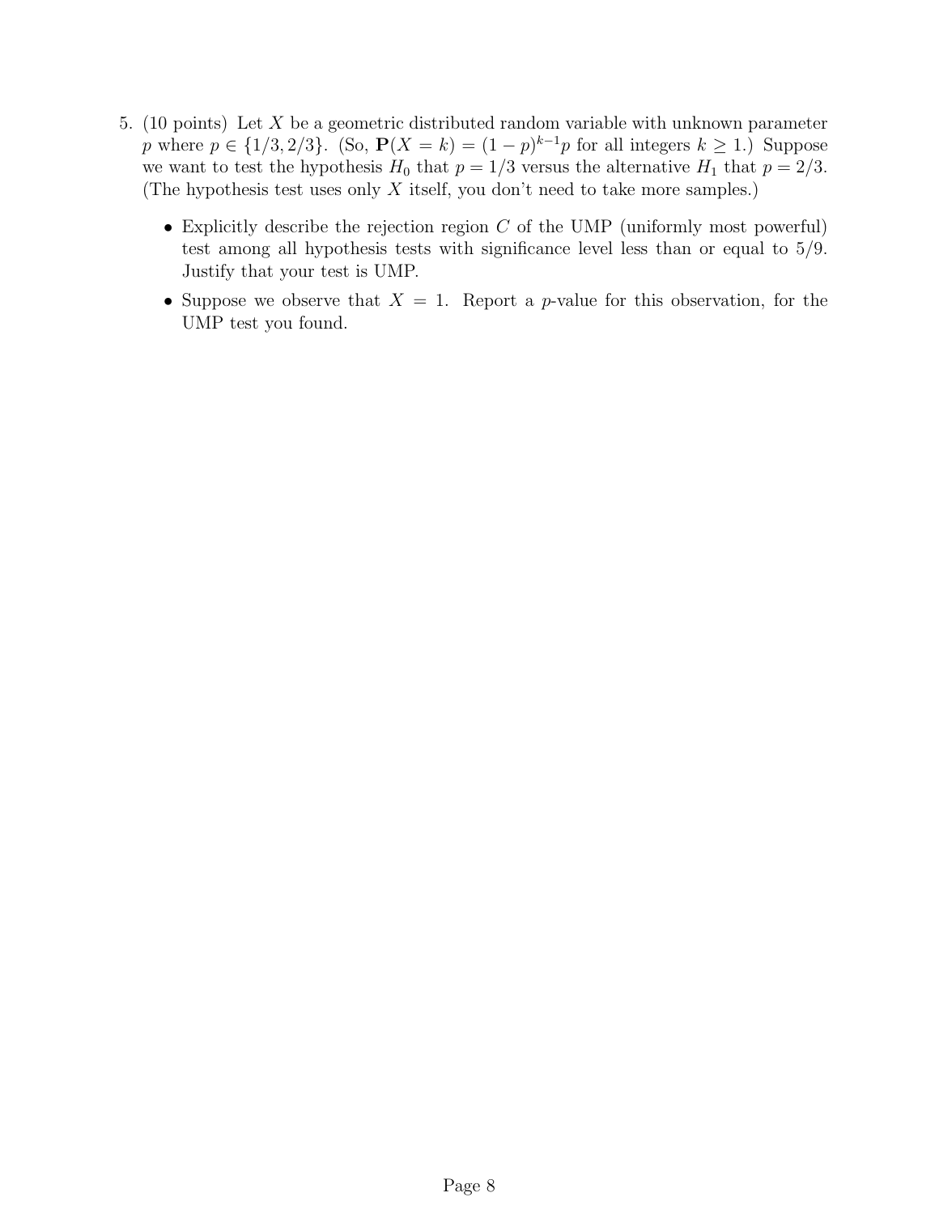5. (10 points) Let $X$ be a geometric distributed random variable with unknown parameter $p$ where $p \in \{1/3, 2/3\}$. (So, $\mathbf{P}(X = k) = (1-p)^{k-1}p$ for all integers $k \geq 1$.) Suppose we want to test the hypothesis $H_0$ that $p = 1/3$ versus the alternative $H_1$ that $p = 2/3$. (The hypothesis test uses only $X$ itself, you don't need to take more samples.)

   - Explicitly describe the rejection region $C$ of the UMP (uniformly most powerful) test among all hypothesis tests with significance level less than or equal to $5/9$. Justify that your test is UMP.
   - Suppose we observe that $X = 1$. Report a $p$-value for this observation, for the UMP test you found.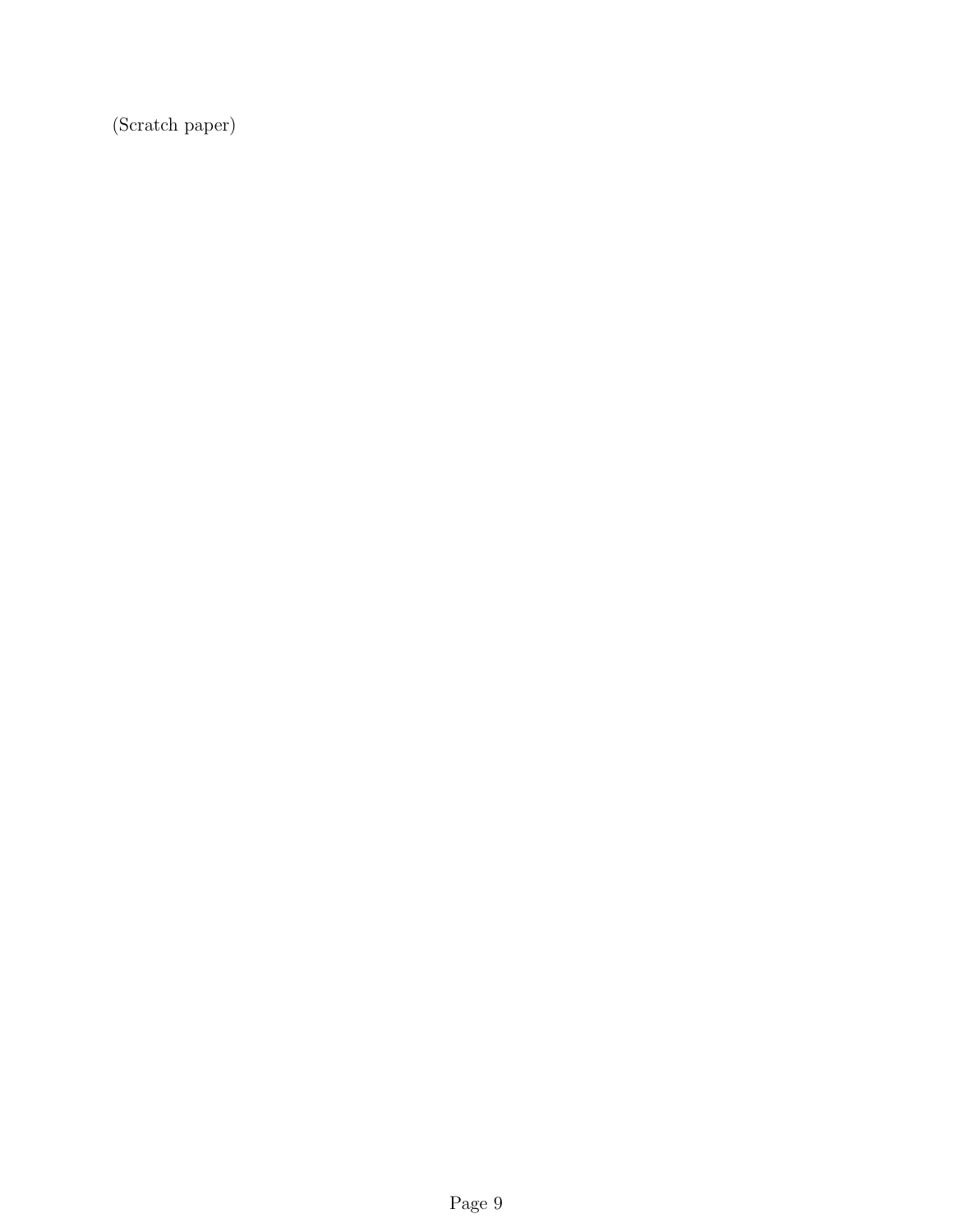(Scratch paper)